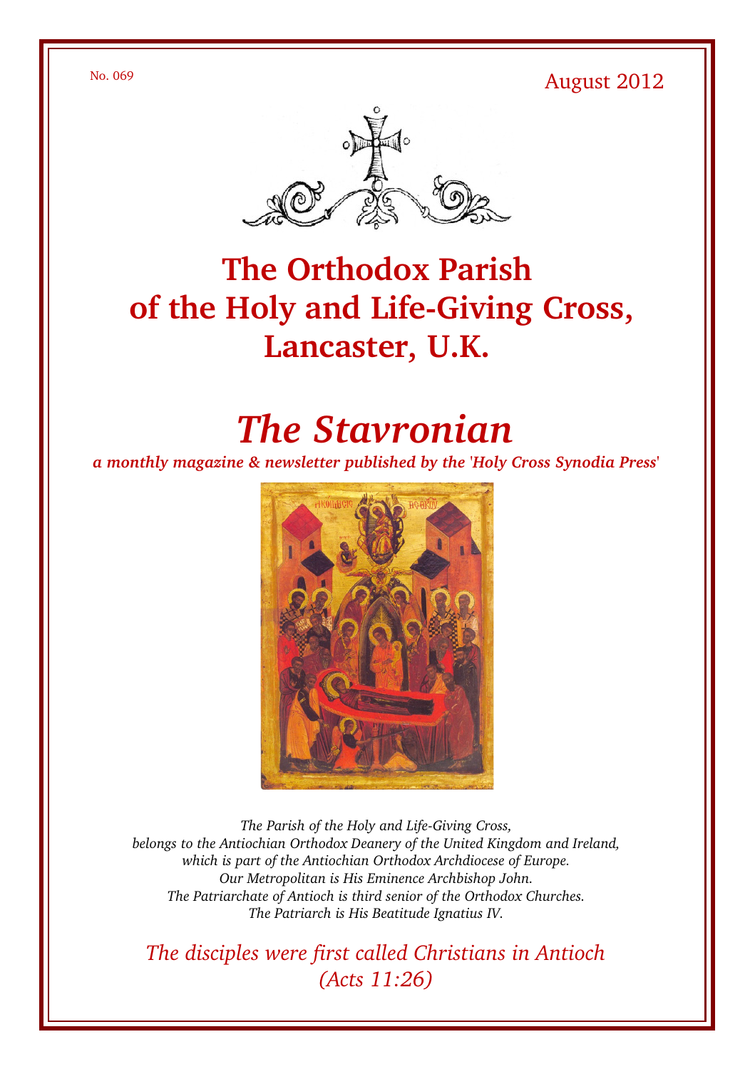No. 069

August 2012

# The Orthodox Parish of the Holy and Life-Giving Cross, Lancaster, U.K.

# *The Stavronian*

***a monthly magazine & newsletter published by the 'Holy Cross Synodia Press'***

*The Parish of the Holy and Life-Giving Cross,*
*belongs to the Antiochian Orthodox Deanery of the United Kingdom and Ireland,*
*which is part of the Antiochian Orthodox Archdiocese of Europe.*
*Our Metropolitan is His Eminence Archbishop John.*
*The Patriarchate of Antioch is third senior of the Orthodox Churches.*
*The Patriarch is His Beatitude Ignatius IV.*

*The disciples were first called Christians in Antioch*
*(Acts 11:26)*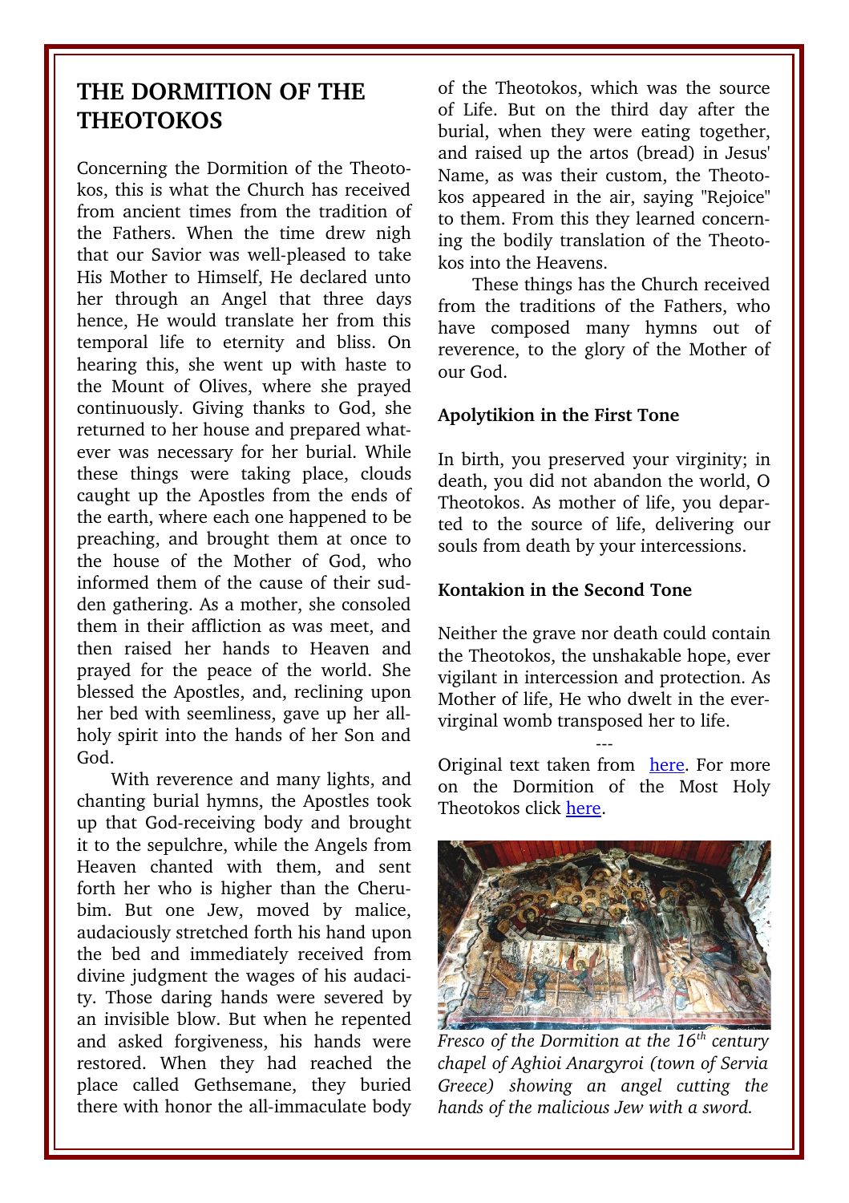# THE DORMITION OF THE THEOTOKOS

Concerning the Dormition of the Theotokos, this is what the Church has received from ancient times from the tradition of the Fathers. When the time drew nigh that our Savior was well-pleased to take His Mother to Himself, He declared unto her through an Angel that three days hence, He would translate her from this temporal life to eternity and bliss. On hearing this, she went up with haste to the Mount of Olives, where she prayed continuously. Giving thanks to God, she returned to her house and prepared whatever was necessary for her burial. While these things were taking place, clouds caught up the Apostles from the ends of the earth, where each one happened to be preaching, and brought them at once to the house of the Mother of God, who informed them of the cause of their sudden gathering. As a mother, she consoled them in their affliction as was meet, and then raised her hands to Heaven and prayed for the peace of the world. She blessed the Apostles, and, reclining upon her bed with seemliness, gave up her all-holy spirit into the hands of her Son and God.

With reverence and many lights, and chanting burial hymns, the Apostles took up that God-receiving body and brought it to the sepulchre, while the Angels from Heaven chanted with them, and sent forth her who is higher than the Cherubim. But one Jew, moved by malice, audaciously stretched forth his hand upon the bed and immediately received from divine judgment the wages of his audacity. Those daring hands were severed by an invisible blow. But when he repented and asked forgiveness, his hands were restored. When they had reached the place called Gethsemane, they buried there with honor the all-immaculate body of the Theotokos, which was the source of Life. But on the third day after the burial, when they were eating together, and raised up the artos (bread) in Jesus' Name, as was their custom, the Theotokos appeared in the air, saying "Rejoice" to them. From this they learned concerning the bodily translation of the Theotokos into the Heavens.

These things has the Church received from the traditions of the Fathers, who have composed many hymns out of reverence, to the glory of the Mother of our God.

**Apolytikion in the First Tone**

In birth, you preserved your virginity; in death, you did not abandon the world, O Theotokos. As mother of life, you departed to the source of life, delivering our souls from death by your intercessions.

**Kontakion in the Second Tone**

Neither the grave nor death could contain the Theotokos, the unshakable hope, ever vigilant in intercession and protection. As Mother of life, He who dwelt in the ever-virginal womb transposed her to life.

---

Original text taken from [here](). For more on the Dormition of the Most Holy Theotokos click [here]().

*Fresco of the Dormition at the 16th century chapel of Aghioi Anargyroi (town of Servia Greece) showing an angel cutting the hands of the malicious Jew with a sword.*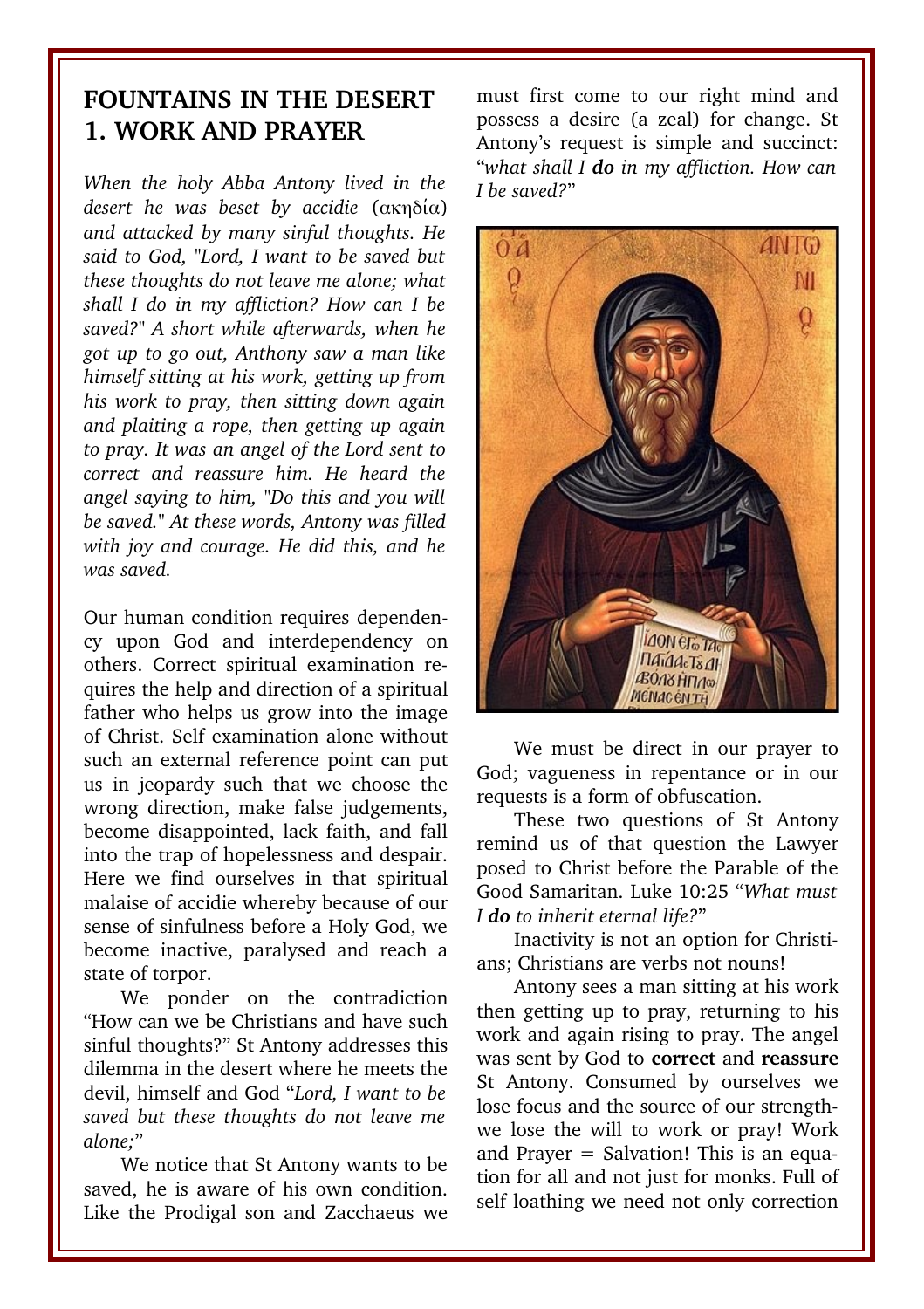# FOUNTAINS IN THE DESERT
## 1. WORK AND PRAYER

*When the holy Abba Antony lived in the desert he was beset by accidie* (ακηδία) *and attacked by many sinful thoughts. He said to God, "Lord, I want to be saved but these thoughts do not leave me alone; what shall I do in my affliction? How can I be saved?" A short while afterwards, when he got up to go out, Anthony saw a man like himself sitting at his work, getting up from his work to pray, then sitting down again and plaiting a rope, then getting up again to pray. It was an angel of the Lord sent to correct and reassure him. He heard the angel saying to him, "Do this and you will be saved." At these words, Antony was filled with joy and courage. He did this, and he was saved.*

Our human condition requires dependency upon God and interdependency on others. Correct spiritual examination requires the help and direction of a spiritual father who helps us grow into the image of Christ. Self examination alone without such an external reference point can put us in jeopardy such that we choose the wrong direction, make false judgements, become disappointed, lack faith, and fall into the trap of hopelessness and despair. Here we find ourselves in that spiritual malaise of accidie whereby because of our sense of sinfulness before a Holy God, we become inactive, paralysed and reach a state of torpor.

We ponder on the contradiction "How can we be Christians and have such sinful thoughts?" St Antony addresses this dilemma in the desert where he meets the devil, himself and God "*Lord, I want to be saved but these thoughts do not leave me alone;*"

We notice that St Antony wants to be saved, he is aware of his own condition. Like the Prodigal son and Zacchaeus we must first come to our right mind and possess a desire (a zeal) for change. St Antony's request is simple and succinct: "*what shall I **do** in my affliction. How can I be saved?*"

We must be direct in our prayer to God; vagueness in repentance or in our requests is a form of obfuscation.

These two questions of St Antony remind us of that question the Lawyer posed to Christ before the Parable of the Good Samaritan. Luke 10:25 "*What must I **do** to inherit eternal life?*"

Inactivity is not an option for Christians; Christians are verbs not nouns!

Antony sees a man sitting at his work then getting up to pray, returning to his work and again rising to pray. The angel was sent by God to **correct** and **reassure** St Antony. Consumed by ourselves we lose focus and the source of our strength-we lose the will to work or pray! Work and Prayer = Salvation! This is an equation for all and not just for monks. Full of self loathing we need not only correction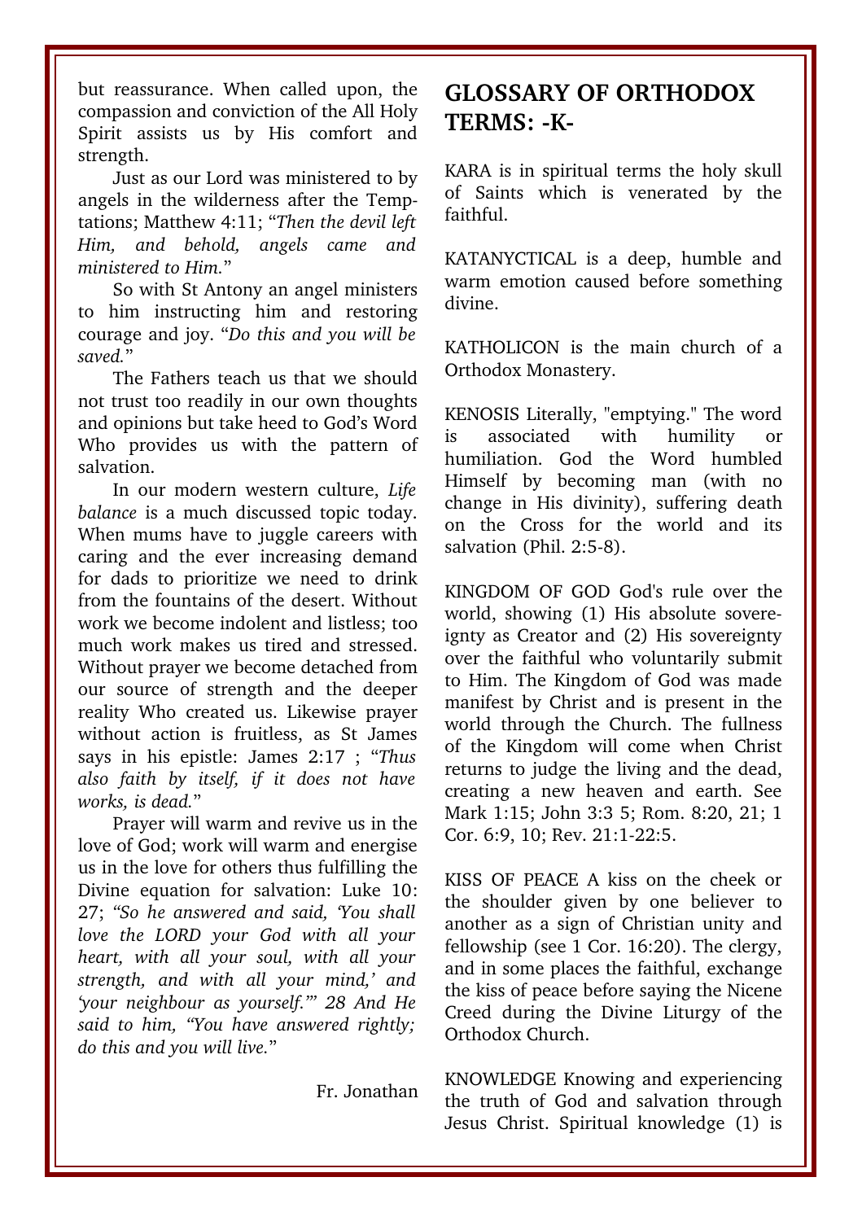but reassurance. When called upon, the compassion and conviction of the All Holy Spirit assists us by His comfort and strength.

Just as our Lord was ministered to by angels in the wilderness after the Temptations; Matthew 4:11; “*Then the devil left Him, and behold, angels came and ministered to Him.*”

So with St Antony an angel ministers to him instructing him and restoring courage and joy. “*Do this and you will be saved.*”

The Fathers teach us that we should not trust too readily in our own thoughts and opinions but take heed to God’s Word Who provides us with the pattern of salvation.

In our modern western culture, *Life balance* is a much discussed topic today. When mums have to juggle careers with caring and the ever increasing demand for dads to prioritize we need to drink from the fountains of the desert. Without work we become indolent and listless; too much work makes us tired and stressed. Without prayer we become detached from our source of strength and the deeper reality Who created us. Likewise prayer without action is fruitless, as St James says in his epistle: James 2:17 ; “*Thus also faith by itself, if it does not have works, is dead.*”

Prayer will warm and revive us in the love of God; work will warm and energise us in the love for others thus fulfilling the Divine equation for salvation: Luke 10: 27; *“So he answered and said, ‘You shall love the LORD your God with all your heart, with all your soul, with all your strength, and with all your mind,’ and ‘your neighbour as yourself.’” 28 And He said to him, “You have answered rightly; do this and you will live.*”

Fr. Jonathan

## GLOSSARY OF ORTHODOX TERMS: -K-

KARA is in spiritual terms the holy skull of Saints which is venerated by the faithful.

KATANYCTICAL is a deep, humble and warm emotion caused before something divine.

KATHOLICON is the main church of a Orthodox Monastery.

KENOSIS Literally, "emptying." The word is associated with humility or humiliation. God the Word humbled Himself by becoming man (with no change in His divinity), suffering death on the Cross for the world and its salvation (Phil. 2:5-8).

KINGDOM OF GOD God's rule over the world, showing (1) His absolute sovereignty as Creator and (2) His sovereignty over the faithful who voluntarily submit to Him. The Kingdom of God was made manifest by Christ and is present in the world through the Church. The fullness of the Kingdom will come when Christ returns to judge the living and the dead, creating a new heaven and earth. See Mark 1:15; John 3:3 5; Rom. 8:20, 21; 1 Cor. 6:9, 10; Rev. 21:1-22:5.

KISS OF PEACE A kiss on the cheek or the shoulder given by one believer to another as a sign of Christian unity and fellowship (see 1 Cor. 16:20). The clergy, and in some places the faithful, exchange the kiss of peace before saying the Nicene Creed during the Divine Liturgy of the Orthodox Church.

KNOWLEDGE Knowing and experiencing the truth of God and salvation through Jesus Christ. Spiritual knowledge (1) is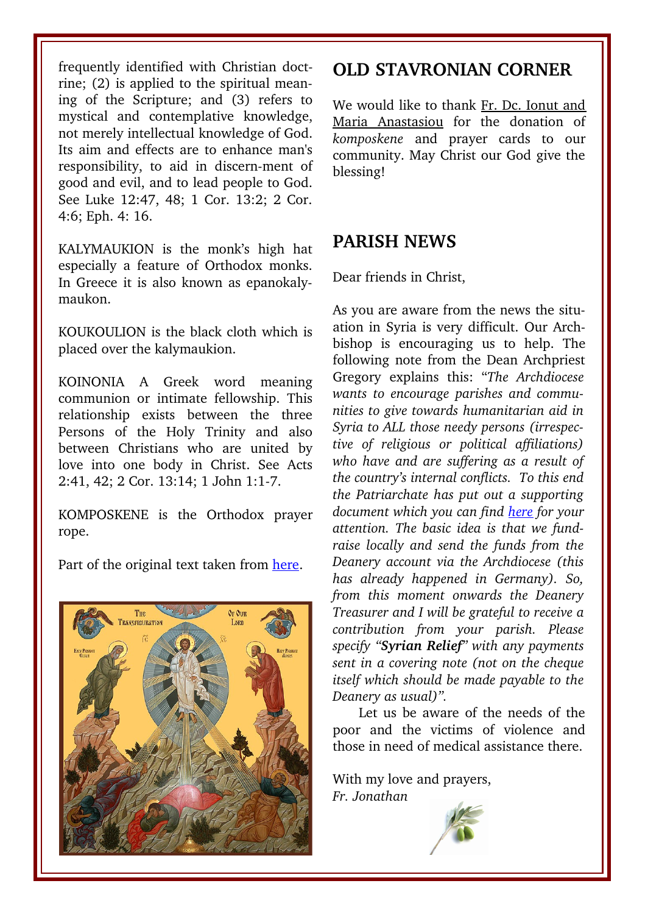frequently identified with Christian doctrine; (2) is applied to the spiritual meaning of the Scripture; and (3) refers to mystical and contemplative knowledge, not merely intellectual knowledge of God. Its aim and effects are to enhance man's responsibility, to aid in discern-ment of good and evil, and to lead people to God. See Luke 12:47, 48; 1 Cor. 13:2; 2 Cor. 4:6; Eph. 4: 16.

KALYMAUKION is the monk's high hat especially a feature of Orthodox monks. In Greece it is also known as epanokalymaukon.

KOUKOULION is the black cloth which is placed over the kalymaukion.

KOINONIA A Greek word meaning communion or intimate fellowship. This relationship exists between the three Persons of the Holy Trinity and also between Christians who are united by love into one body in Christ. See Acts 2:41, 42; 2 Cor. 13:14; 1 John 1:1-7.

KOMPOSKENE is the Orthodox prayer rope.

Part of the original text taken from here.

## OLD STAVRONIAN CORNER

We would like to thank Fr. Dc. Ionut and Maria Anastasiou for the donation of *komposkene* and prayer cards to our community. May Christ our God give the blessing!

## PARISH NEWS

Dear friends in Christ,

As you are aware from the news the situation in Syria is very difficult. Our Archbishop is encouraging us to help. The following note from the Dean Archpriest Gregory explains this: "*The Archdiocese wants to encourage parishes and communities to give towards humanitarian aid in Syria to ALL those needy persons (irrespective of religious or political affiliations) who have and are suffering as a result of the country's internal conflicts. To this end the Patriarchate has put out a supporting document which you can find here for your attention. The basic idea is that we fundraise locally and send the funds from the Deanery account via the Archdiocese (this has already happened in Germany). So, from this moment onwards the Deanery Treasurer and I will be grateful to receive a contribution from your parish. Please specify "**Syrian Relief**" with any payments sent in a covering note (not on the cheque itself which should be made payable to the Deanery as usual)".*

Let us be aware of the needs of the poor and the victims of violence and those in need of medical assistance there.

With my love and prayers,
*Fr. Jonathan*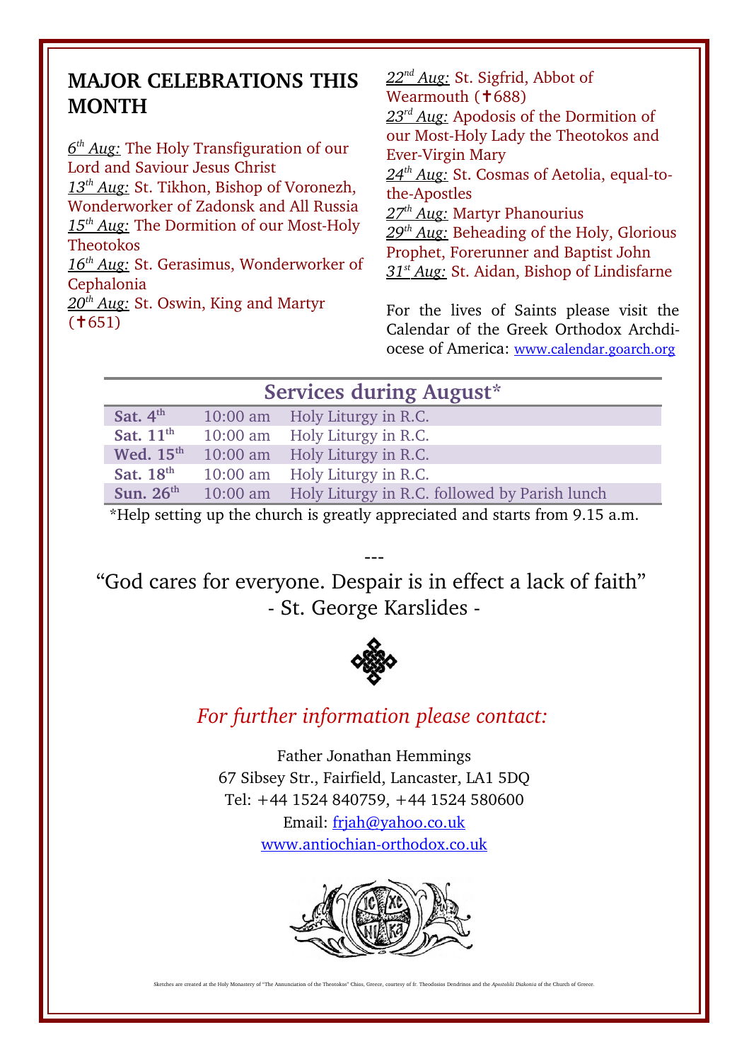## MAJOR CELEBRATIONS THIS MONTH

*6th Aug:* The Holy Transfiguration of our Lord and Saviour Jesus Christ
*13th Aug:* St. Tikhon, Bishop of Voronezh, Wonderworker of Zadonsk and All Russia
*15th Aug:* The Dormition of our Most-Holy Theotokos
*16th Aug:* St. Gerasimus, Wonderworker of Cephalonia
*20th Aug:* St. Oswin, King and Martyr (✝651)
*22nd Aug:* St. Sigfrid, Abbot of Wearmouth (✝688)
*23rd Aug:* Apodosis of the Dormition of our Most-Holy Lady the Theotokos and Ever-Virgin Mary
*24th Aug:* St. Cosmas of Aetolia, equal-to-the-Apostles
*27th Aug:* Martyr Phanourius
*29th Aug:* Beheading of the Holy, Glorious Prophet, Forerunner and Baptist John
*31st Aug:* St. Aidan, Bishop of Lindisfarne

For the lives of Saints please visit the Calendar of the Greek Orthodox Archdiocese of America: www.calendar.goarch.org

## Services during August*

| | | |
|---|---|---|
| **Sat. 4th** | 10:00 am | Holy Liturgy in R.C. |
| **Sat. 11th** | 10:00 am | Holy Liturgy in R.C. |
| **Wed. 15th** | 10:00 am | Holy Liturgy in R.C. |
| **Sat. 18th** | 10:00 am | Holy Liturgy in R.C. |
| **Sun. 26th** | 10:00 am | Holy Liturgy in R.C. followed by Parish lunch |

*Help setting up the church is greatly appreciated and starts from 9.15 a.m.

---

"God cares for everyone. Despair is in effect a lack of faith"
- St. George Karslides -

*For further information please contact:*

Father Jonathan Hemmings
67 Sibsey Str., Fairfield, Lancaster, LA1 5DQ
Tel: +44 1524 840759, +44 1524 580600
Email: frjah@yahoo.co.uk
www.antiochian-orthodox.co.uk

Sketches are created at the Holy Monastery of "The Annunciation of the Theotokos" Chios, Greece, courtesy of fr. Theodosios Dendrinos and the *Apostoliki Diakonia* of the Church of Greece.